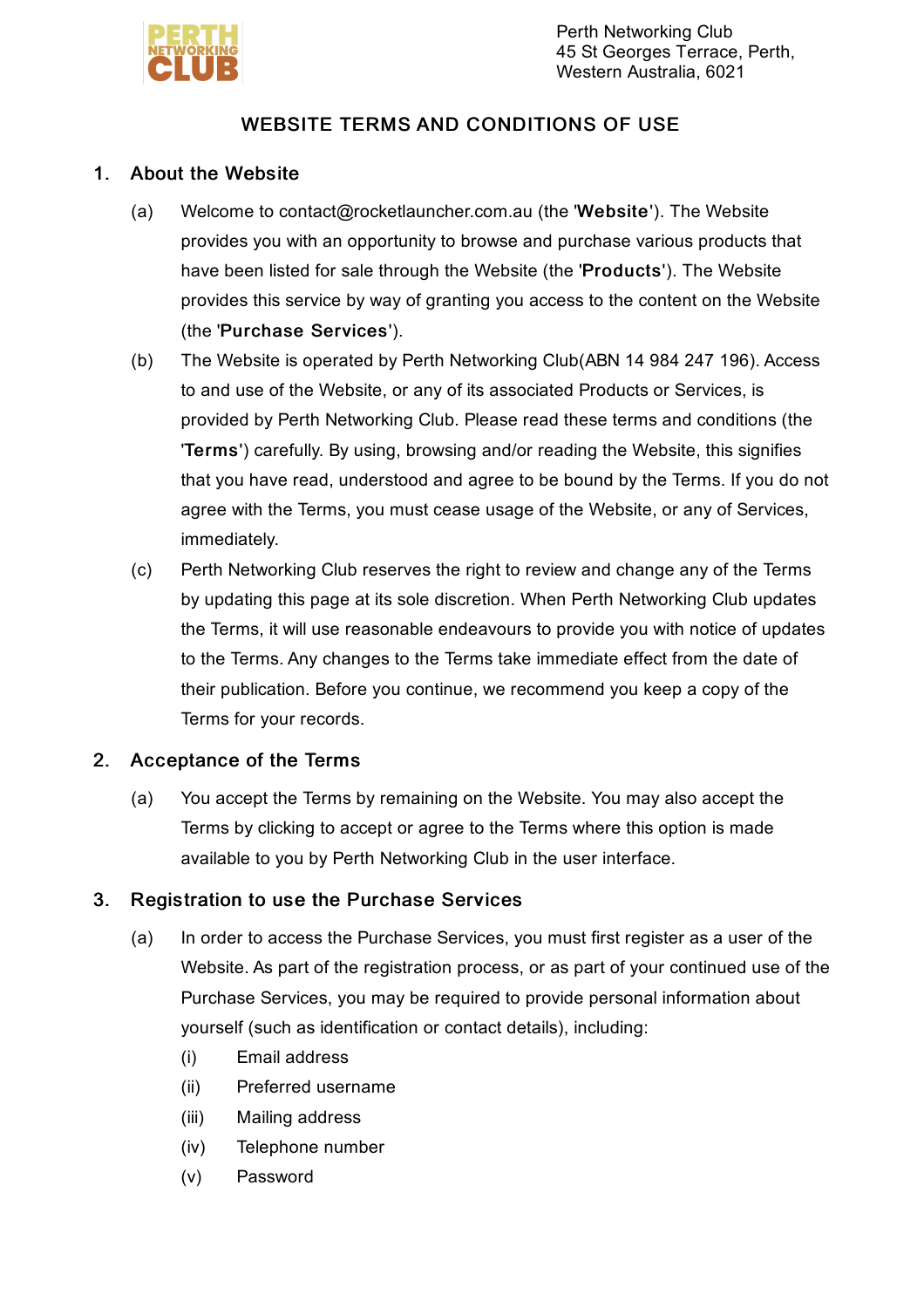Perth Networking Club
45 St Georges Terrace, Perth,
Western Australia, 6021

# WEBSITE TERMS AND CONDITIONS OF USE

## 1. About the Website

(a) Welcome to contact@rocketlauncher.com.au (the '**Website**'). The Website provides you with an opportunity to browse and purchase various products that have been listed for sale through the Website (the '**Products**'). The Website provides this service by way of granting you access to the content on the Website (the '**Purchase Services**').

(b) The Website is operated by Perth Networking Club(ABN 14 984 247 196). Access to and use of the Website, or any of its associated Products or Services, is provided by Perth Networking Club. Please read these terms and conditions (the '**Terms**') carefully. By using, browsing and/or reading the Website, this signifies that you have read, understood and agree to be bound by the Terms. If you do not agree with the Terms, you must cease usage of the Website, or any of Services, immediately.

(c) Perth Networking Club reserves the right to review and change any of the Terms by updating this page at its sole discretion. When Perth Networking Club updates the Terms, it will use reasonable endeavours to provide you with notice of updates to the Terms. Any changes to the Terms take immediate effect from the date of their publication. Before you continue, we recommend you keep a copy of the Terms for your records.

## 2. Acceptance of the Terms

(a) You accept the Terms by remaining on the Website. You may also accept the Terms by clicking to accept or agree to the Terms where this option is made available to you by Perth Networking Club in the user interface.

## 3. Registration to use the Purchase Services

(a) In order to access the Purchase Services, you must first register as a user of the Website. As part of the registration process, or as part of your continued use of the Purchase Services, you may be required to provide personal information about yourself (such as identification or contact details), including:

(i) Email address

(ii) Preferred username

(iii) Mailing address

(iv) Telephone number

(v) Password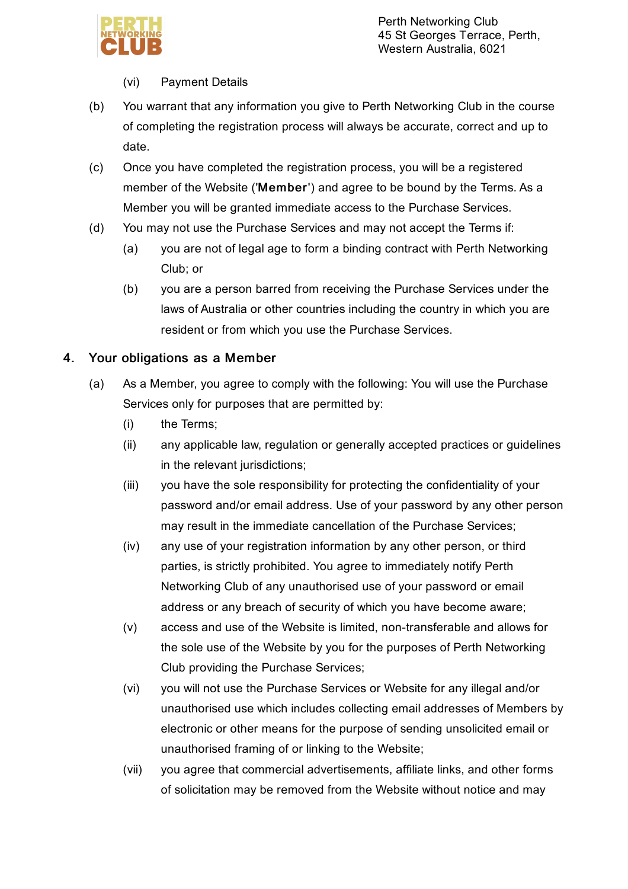(vi) Payment Details

(b) You warrant that any information you give to Perth Networking Club in the course of completing the registration process will always be accurate, correct and up to date.

(c) Once you have completed the registration process, you will be a registered member of the Website ('**Member**') and agree to be bound by the Terms. As a Member you will be granted immediate access to the Purchase Services.

(d) You may not use the Purchase Services and may not accept the Terms if:

  (a) you are not of legal age to form a binding contract with Perth Networking Club; or

  (b) you are a person barred from receiving the Purchase Services under the laws of Australia or other countries including the country in which you are resident or from which you use the Purchase Services.

## 4. Your obligations as a Member

(a) As a Member, you agree to comply with the following: You will use the Purchase Services only for purposes that are permitted by:

  (i) the Terms;

  (ii) any applicable law, regulation or generally accepted practices or guidelines in the relevant jurisdictions;

  (iii) you have the sole responsibility for protecting the confidentiality of your password and/or email address. Use of your password by any other person may result in the immediate cancellation of the Purchase Services;

  (iv) any use of your registration information by any other person, or third parties, is strictly prohibited. You agree to immediately notify Perth Networking Club of any unauthorised use of your password or email address or any breach of security of which you have become aware;

  (v) access and use of the Website is limited, non-transferable and allows for the sole use of the Website by you for the purposes of Perth Networking Club providing the Purchase Services;

  (vi) you will not use the Purchase Services or Website for any illegal and/or unauthorised use which includes collecting email addresses of Members by electronic or other means for the purpose of sending unsolicited email or unauthorised framing of or linking to the Website;

  (vii) you agree that commercial advertisements, affiliate links, and other forms of solicitation may be removed from the Website without notice and may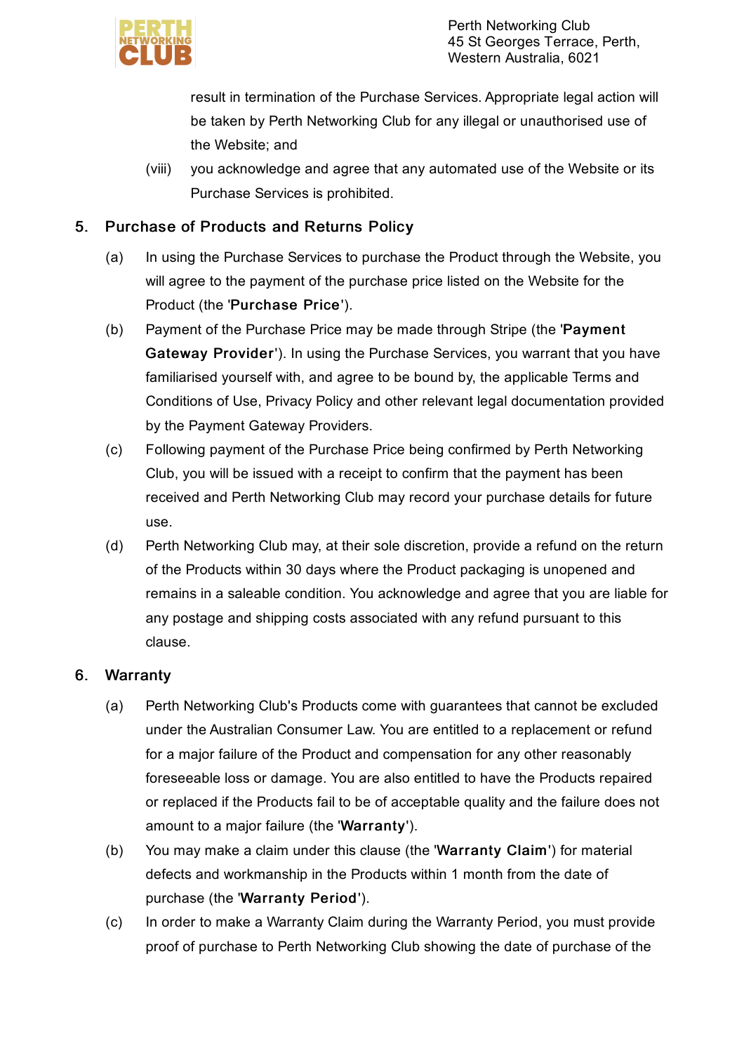result in termination of the Purchase Services. Appropriate legal action will be taken by Perth Networking Club for any illegal or unauthorised use of the Website; and

(viii) you acknowledge and agree that any automated use of the Website or its Purchase Services is prohibited.

## 5. Purchase of Products and Returns Policy

(a) In using the Purchase Services to purchase the Product through the Website, you will agree to the payment of the purchase price listed on the Website for the Product (the '**Purchase Price**').

(b) Payment of the Purchase Price may be made through Stripe (the '**Payment Gateway Provider**'). In using the Purchase Services, you warrant that you have familiarised yourself with, and agree to be bound by, the applicable Terms and Conditions of Use, Privacy Policy and other relevant legal documentation provided by the Payment Gateway Providers.

(c) Following payment of the Purchase Price being confirmed by Perth Networking Club, you will be issued with a receipt to confirm that the payment has been received and Perth Networking Club may record your purchase details for future use.

(d) Perth Networking Club may, at their sole discretion, provide a refund on the return of the Products within 30 days where the Product packaging is unopened and remains in a saleable condition. You acknowledge and agree that you are liable for any postage and shipping costs associated with any refund pursuant to this clause.

## 6. Warranty

(a) Perth Networking Club's Products come with guarantees that cannot be excluded under the Australian Consumer Law. You are entitled to a replacement or refund for a major failure of the Product and compensation for any other reasonably foreseeable loss or damage. You are also entitled to have the Products repaired or replaced if the Products fail to be of acceptable quality and the failure does not amount to a major failure (the '**Warranty**').

(b) You may make a claim under this clause (the '**Warranty Claim**') for material defects and workmanship in the Products within 1 month from the date of purchase (the '**Warranty Period**').

(c) In order to make a Warranty Claim during the Warranty Period, you must provide proof of purchase to Perth Networking Club showing the date of purchase of the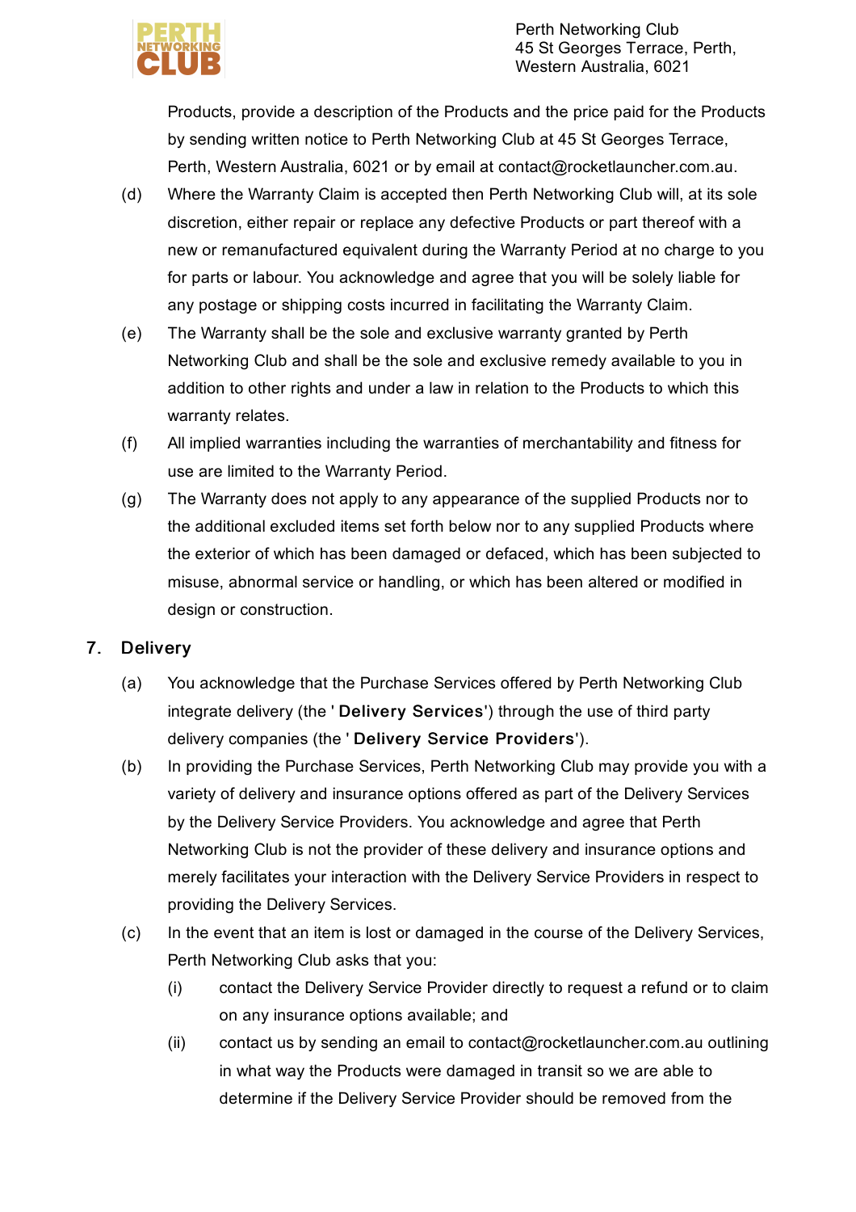Products, provide a description of the Products and the price paid for the Products by sending written notice to Perth Networking Club at 45 St Georges Terrace, Perth, Western Australia, 6021 or by email at contact@rocketlauncher.com.au.

(d) Where the Warranty Claim is accepted then Perth Networking Club will, at its sole discretion, either repair or replace any defective Products or part thereof with a new or remanufactured equivalent during the Warranty Period at no charge to you for parts or labour. You acknowledge and agree that you will be solely liable for any postage or shipping costs incurred in facilitating the Warranty Claim.

(e) The Warranty shall be the sole and exclusive warranty granted by Perth Networking Club and shall be the sole and exclusive remedy available to you in addition to other rights and under a law in relation to the Products to which this warranty relates.

(f) All implied warranties including the warranties of merchantability and fitness for use are limited to the Warranty Period.

(g) The Warranty does not apply to any appearance of the supplied Products nor to the additional excluded items set forth below nor to any supplied Products where the exterior of which has been damaged or defaced, which has been subjected to misuse, abnormal service or handling, or which has been altered or modified in design or construction.

## 7. Delivery

(a) You acknowledge that the Purchase Services offered by Perth Networking Club integrate delivery (the '**Delivery Services**') through the use of third party delivery companies (the '**Delivery Service Providers**').

(b) In providing the Purchase Services, Perth Networking Club may provide you with a variety of delivery and insurance options offered as part of the Delivery Services by the Delivery Service Providers. You acknowledge and agree that Perth Networking Club is not the provider of these delivery and insurance options and merely facilitates your interaction with the Delivery Service Providers in respect to providing the Delivery Services.

(c) In the event that an item is lost or damaged in the course of the Delivery Services, Perth Networking Club asks that you:

  (i) contact the Delivery Service Provider directly to request a refund or to claim on any insurance options available; and

  (ii) contact us by sending an email to contact@rocketlauncher.com.au outlining in what way the Products were damaged in transit so we are able to determine if the Delivery Service Provider should be removed from the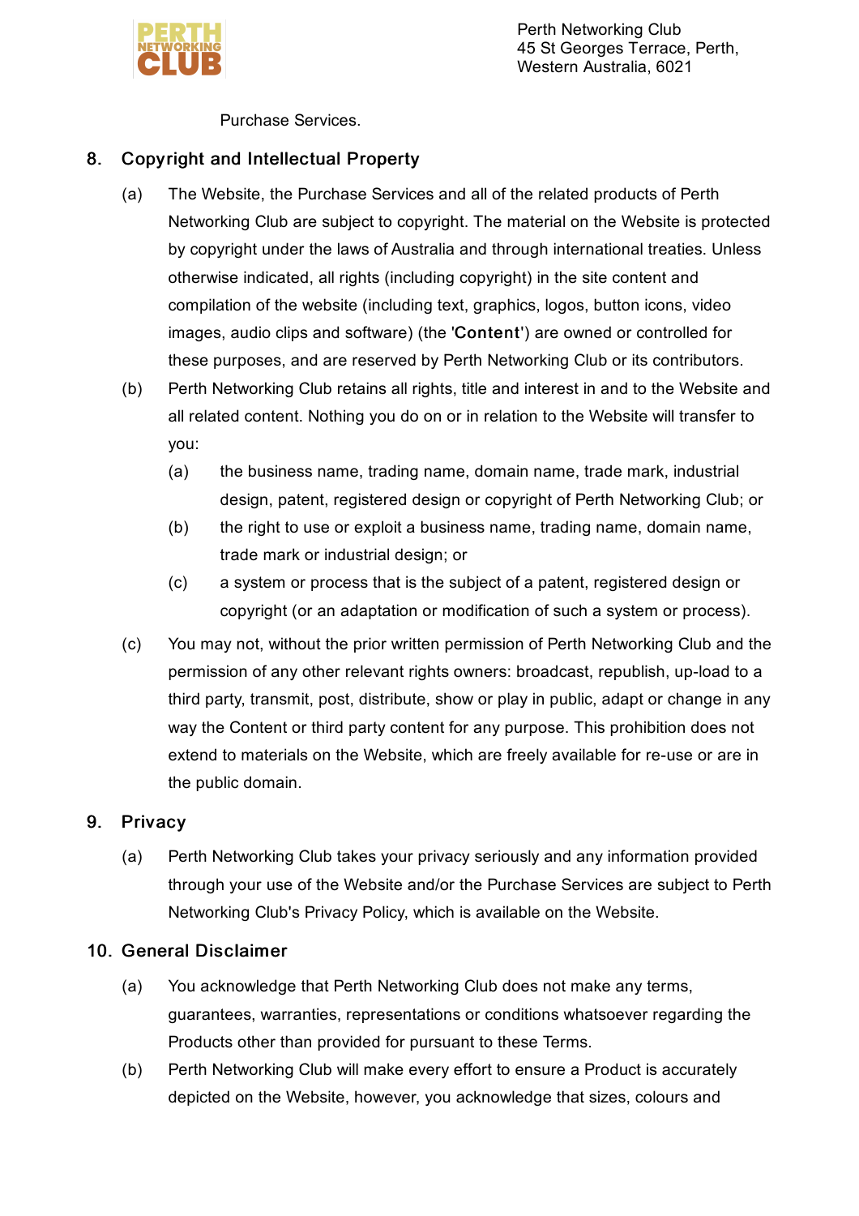Purchase Services.

## 8. Copyright and Intellectual Property

(a) The Website, the Purchase Services and all of the related products of Perth Networking Club are subject to copyright. The material on the Website is protected by copyright under the laws of Australia and through international treaties. Unless otherwise indicated, all rights (including copyright) in the site content and compilation of the website (including text, graphics, logos, button icons, video images, audio clips and software) (the '**Content**') are owned or controlled for these purposes, and are reserved by Perth Networking Club or its contributors.

(b) Perth Networking Club retains all rights, title and interest in and to the Website and all related content. Nothing you do on or in relation to the Website will transfer to you:

    (a) the business name, trading name, domain name, trade mark, industrial design, patent, registered design or copyright of Perth Networking Club; or

    (b) the right to use or exploit a business name, trading name, domain name, trade mark or industrial design; or

    (c) a system or process that is the subject of a patent, registered design or copyright (or an adaptation or modification of such a system or process).

(c) You may not, without the prior written permission of Perth Networking Club and the permission of any other relevant rights owners: broadcast, republish, up-load to a third party, transmit, post, distribute, show or play in public, adapt or change in any way the Content or third party content for any purpose. This prohibition does not extend to materials on the Website, which are freely available for re-use or are in the public domain.

## 9. Privacy

(a) Perth Networking Club takes your privacy seriously and any information provided through your use of the Website and/or the Purchase Services are subject to Perth Networking Club's Privacy Policy, which is available on the Website.

## 10. General Disclaimer

(a) You acknowledge that Perth Networking Club does not make any terms, guarantees, warranties, representations or conditions whatsoever regarding the Products other than provided for pursuant to these Terms.

(b) Perth Networking Club will make every effort to ensure a Product is accurately depicted on the Website, however, you acknowledge that sizes, colours and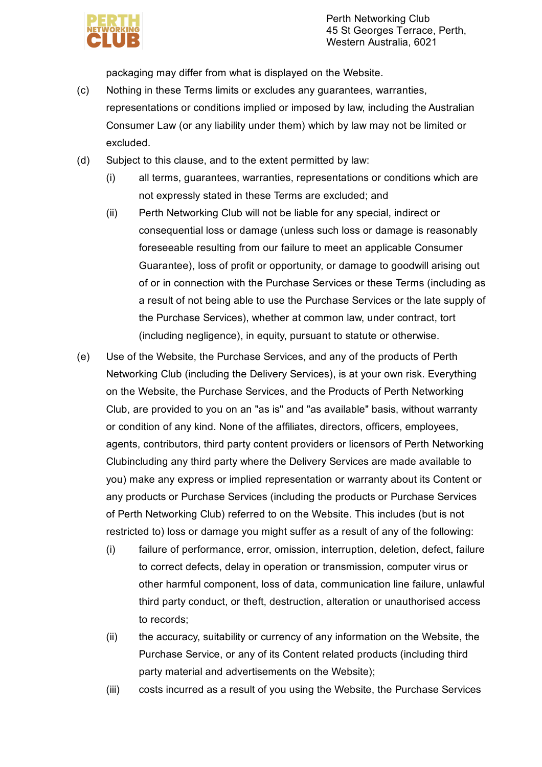packaging may differ from what is displayed on the Website.

(c) Nothing in these Terms limits or excludes any guarantees, warranties, representations or conditions implied or imposed by law, including the Australian Consumer Law (or any liability under them) which by law may not be limited or excluded.

(d) Subject to this clause, and to the extent permitted by law:

  (i) all terms, guarantees, warranties, representations or conditions which are not expressly stated in these Terms are excluded; and

  (ii) Perth Networking Club will not be liable for any special, indirect or consequential loss or damage (unless such loss or damage is reasonably foreseeable resulting from our failure to meet an applicable Consumer Guarantee), loss of profit or opportunity, or damage to goodwill arising out of or in connection with the Purchase Services or these Terms (including as a result of not being able to use the Purchase Services or the late supply of the Purchase Services), whether at common law, under contract, tort (including negligence), in equity, pursuant to statute or otherwise.

(e) Use of the Website, the Purchase Services, and any of the products of Perth Networking Club (including the Delivery Services), is at your own risk. Everything on the Website, the Purchase Services, and the Products of Perth Networking Club, are provided to you on an "as is" and "as available" basis, without warranty or condition of any kind. None of the affiliates, directors, officers, employees, agents, contributors, third party content providers or licensors of Perth Networking Clubincluding any third party where the Delivery Services are made available to you) make any express or implied representation or warranty about its Content or any products or Purchase Services (including the products or Purchase Services of Perth Networking Club) referred to on the Website. This includes (but is not restricted to) loss or damage you might suffer as a result of any of the following:

  (i) failure of performance, error, omission, interruption, deletion, defect, failure to correct defects, delay in operation or transmission, computer virus or other harmful component, loss of data, communication line failure, unlawful third party conduct, or theft, destruction, alteration or unauthorised access to records;

  (ii) the accuracy, suitability or currency of any information on the Website, the Purchase Service, or any of its Content related products (including third party material and advertisements on the Website);

  (iii) costs incurred as a result of you using the Website, the Purchase Services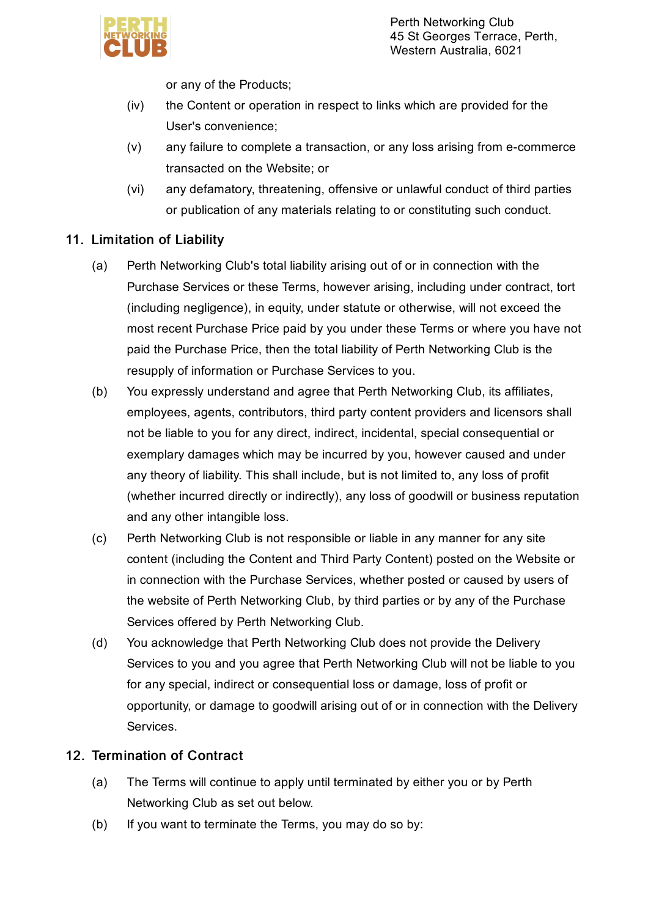or any of the Products;

(iv) the Content or operation in respect to links which are provided for the User's convenience;

(v) any failure to complete a transaction, or any loss arising from e-commerce transacted on the Website; or

(vi) any defamatory, threatening, offensive or unlawful conduct of third parties or publication of any materials relating to or constituting such conduct.

## 11. Limitation of Liability

(a) Perth Networking Club's total liability arising out of or in connection with the Purchase Services or these Terms, however arising, including under contract, tort (including negligence), in equity, under statute or otherwise, will not exceed the most recent Purchase Price paid by you under these Terms or where you have not paid the Purchase Price, then the total liability of Perth Networking Club is the resupply of information or Purchase Services to you.

(b) You expressly understand and agree that Perth Networking Club, its affiliates, employees, agents, contributors, third party content providers and licensors shall not be liable to you for any direct, indirect, incidental, special consequential or exemplary damages which may be incurred by you, however caused and under any theory of liability. This shall include, but is not limited to, any loss of profit (whether incurred directly or indirectly), any loss of goodwill or business reputation and any other intangible loss.

(c) Perth Networking Club is not responsible or liable in any manner for any site content (including the Content and Third Party Content) posted on the Website or in connection with the Purchase Services, whether posted or caused by users of the website of Perth Networking Club, by third parties or by any of the Purchase Services offered by Perth Networking Club.

(d) You acknowledge that Perth Networking Club does not provide the Delivery Services to you and you agree that Perth Networking Club will not be liable to you for any special, indirect or consequential loss or damage, loss of profit or opportunity, or damage to goodwill arising out of or in connection with the Delivery Services.

## 12. Termination of Contract

(a) The Terms will continue to apply until terminated by either you or by Perth Networking Club as set out below.

(b) If you want to terminate the Terms, you may do so by: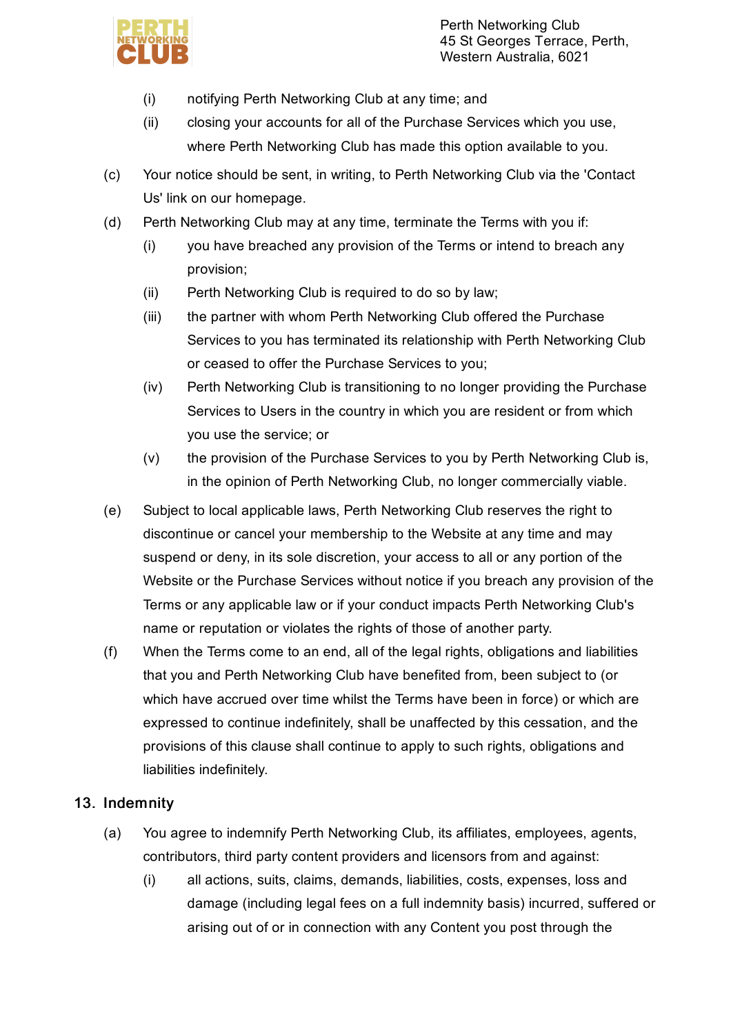(i) notifying Perth Networking Club at any time; and

  (ii) closing your accounts for all of the Purchase Services which you use, where Perth Networking Club has made this option available to you.

(c) Your notice should be sent, in writing, to Perth Networking Club via the 'Contact Us' link on our homepage.

(d) Perth Networking Club may at any time, terminate the Terms with you if:

  (i) you have breached any provision of the Terms or intend to breach any provision;

  (ii) Perth Networking Club is required to do so by law;

  (iii) the partner with whom Perth Networking Club offered the Purchase Services to you has terminated its relationship with Perth Networking Club or ceased to offer the Purchase Services to you;

  (iv) Perth Networking Club is transitioning to no longer providing the Purchase Services to Users in the country in which you are resident or from which you use the service; or

  (v) the provision of the Purchase Services to you by Perth Networking Club is, in the opinion of Perth Networking Club, no longer commercially viable.

(e) Subject to local applicable laws, Perth Networking Club reserves the right to discontinue or cancel your membership to the Website at any time and may suspend or deny, in its sole discretion, your access to all or any portion of the Website or the Purchase Services without notice if you breach any provision of the Terms or any applicable law or if your conduct impacts Perth Networking Club's name or reputation or violates the rights of those of another party.

(f) When the Terms come to an end, all of the legal rights, obligations and liabilities that you and Perth Networking Club have benefited from, been subject to (or which have accrued over time whilst the Terms have been in force) or which are expressed to continue indefinitely, shall be unaffected by this cessation, and the provisions of this clause shall continue to apply to such rights, obligations and liabilities indefinitely.

## 13. Indemnity

(a) You agree to indemnify Perth Networking Club, its affiliates, employees, agents, contributors, third party content providers and licensors from and against:

  (i) all actions, suits, claims, demands, liabilities, costs, expenses, loss and damage (including legal fees on a full indemnity basis) incurred, suffered or arising out of or in connection with any Content you post through the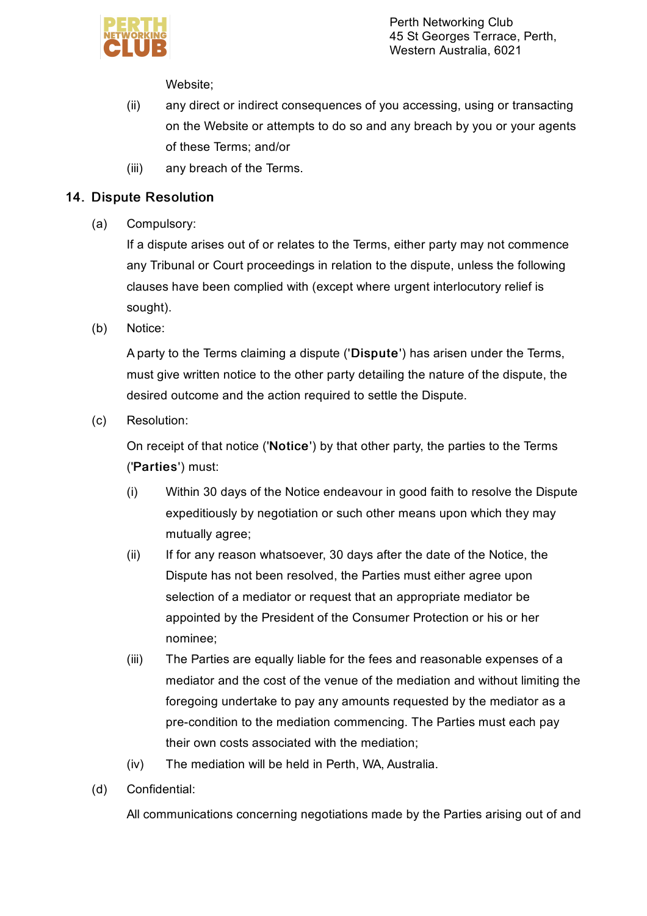Website;

(ii) any direct or indirect consequences of you accessing, using or transacting on the Website or attempts to do so and any breach by you or your agents of these Terms; and/or

(iii) any breach of the Terms.

## 14. Dispute Resolution

(a) Compulsory:

If a dispute arises out of or relates to the Terms, either party may not commence any Tribunal or Court proceedings in relation to the dispute, unless the following clauses have been complied with (except where urgent interlocutory relief is sought).

(b) Notice:

A party to the Terms claiming a dispute ('**Dispute**') has arisen under the Terms, must give written notice to the other party detailing the nature of the dispute, the desired outcome and the action required to settle the Dispute.

(c) Resolution:

On receipt of that notice ('**Notice**') by that other party, the parties to the Terms ('**Parties**') must:

(i) Within 30 days of the Notice endeavour in good faith to resolve the Dispute expeditiously by negotiation or such other means upon which they may mutually agree;

(ii) If for any reason whatsoever, 30 days after the date of the Notice, the Dispute has not been resolved, the Parties must either agree upon selection of a mediator or request that an appropriate mediator be appointed by the President of the Consumer Protection or his or her nominee;

(iii) The Parties are equally liable for the fees and reasonable expenses of a mediator and the cost of the venue of the mediation and without limiting the foregoing undertake to pay any amounts requested by the mediator as a pre-condition to the mediation commencing. The Parties must each pay their own costs associated with the mediation;

(iv) The mediation will be held in Perth, WA, Australia.

(d) Confidential:

All communications concerning negotiations made by the Parties arising out of and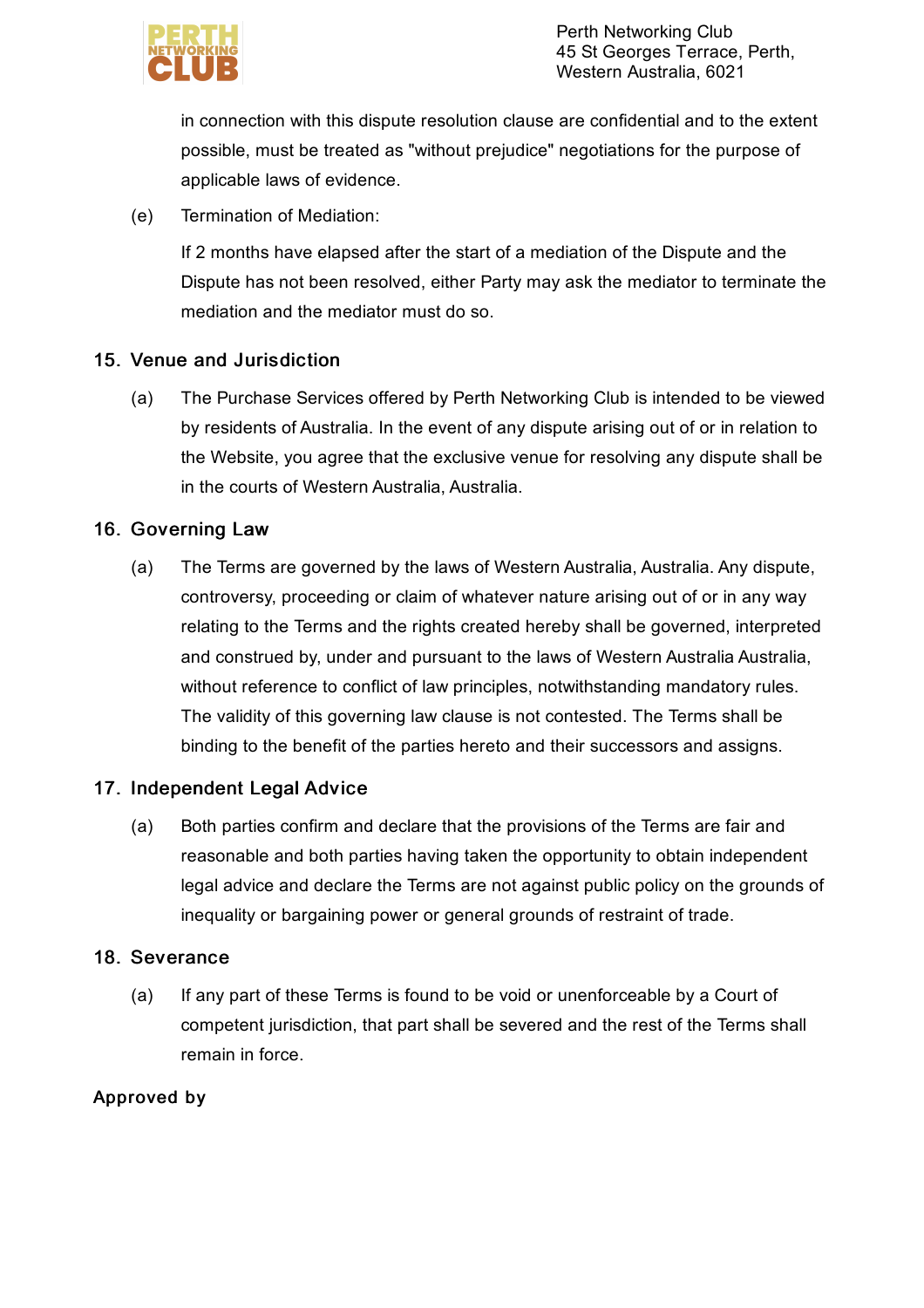in connection with this dispute resolution clause are confidential and to the extent possible, must be treated as "without prejudice" negotiations for the purpose of applicable laws of evidence.

(e) Termination of Mediation:

If 2 months have elapsed after the start of a mediation of the Dispute and the Dispute has not been resolved, either Party may ask the mediator to terminate the mediation and the mediator must do so.

## 15. Venue and Jurisdiction

(a) The Purchase Services offered by Perth Networking Club is intended to be viewed by residents of Australia. In the event of any dispute arising out of or in relation to the Website, you agree that the exclusive venue for resolving any dispute shall be in the courts of Western Australia, Australia.

## 16. Governing Law

(a) The Terms are governed by the laws of Western Australia, Australia. Any dispute, controversy, proceeding or claim of whatever nature arising out of or in any way relating to the Terms and the rights created hereby shall be governed, interpreted and construed by, under and pursuant to the laws of Western Australia Australia, without reference to conflict of law principles, notwithstanding mandatory rules. The validity of this governing law clause is not contested. The Terms shall be binding to the benefit of the parties hereto and their successors and assigns.

## 17. Independent Legal Advice

(a) Both parties confirm and declare that the provisions of the Terms are fair and reasonable and both parties having taken the opportunity to obtain independent legal advice and declare the Terms are not against public policy on the grounds of inequality or bargaining power or general grounds of restraint of trade.

## 18. Severance

(a) If any part of these Terms is found to be void or unenforceable by a Court of competent jurisdiction, that part shall be severed and the rest of the Terms shall remain in force.

**Approved by**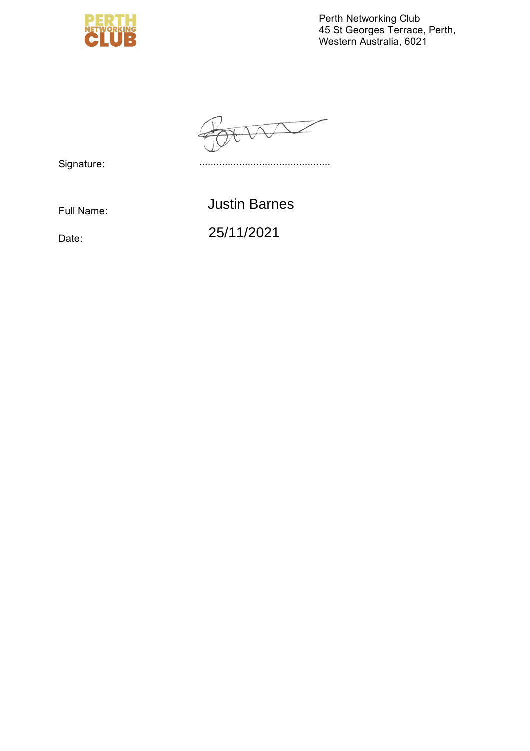PERTH NETWORKING CLUB

Perth Networking Club
45 St Georges Terrace, Perth,
Western Australia, 6021

Signature: ..............................................

Full Name: Justin Barnes

Date: 25/11/2021